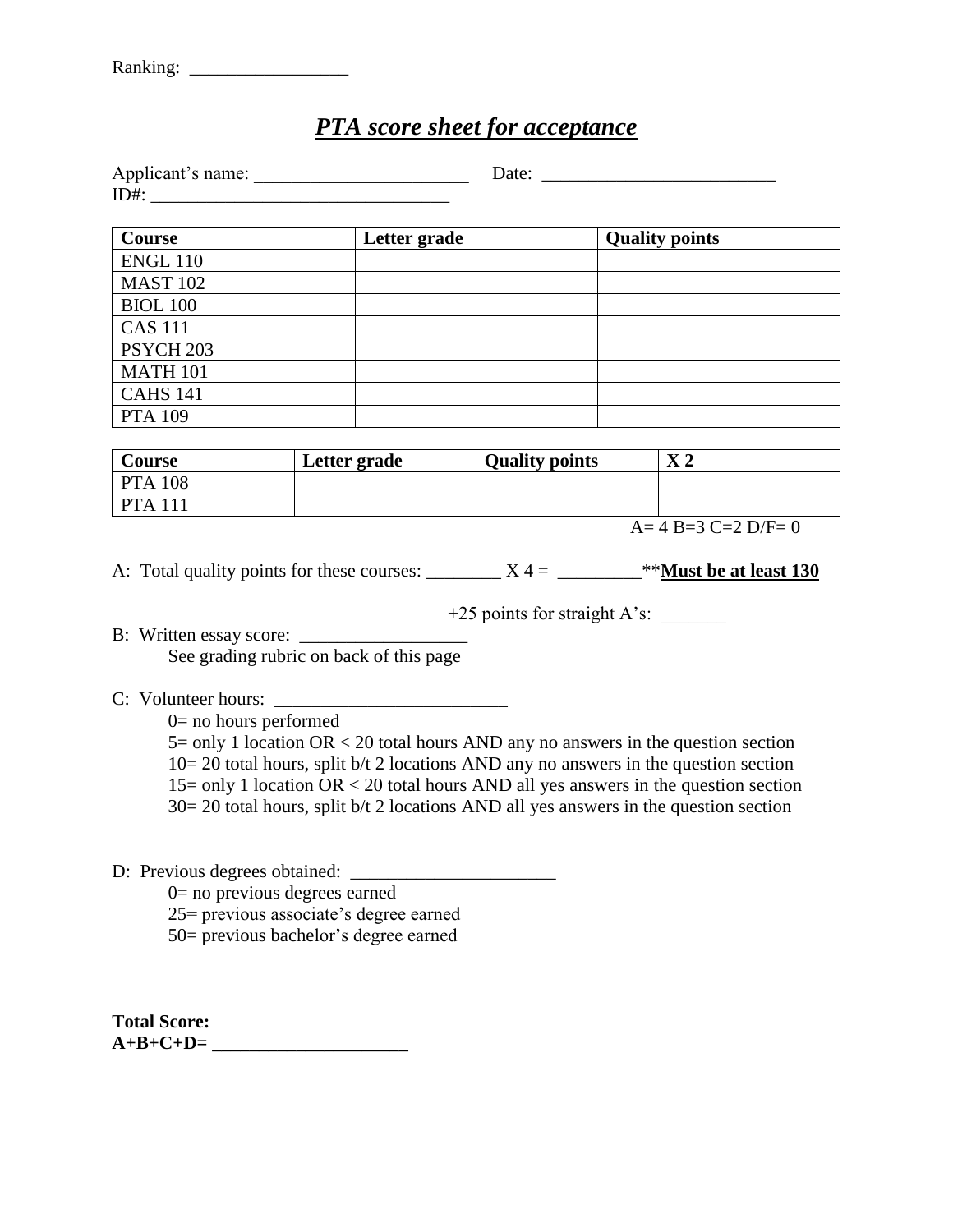Ranking: _________________

# *PTA score sheet for acceptance*

Applicant's name: _______________________ Date: _________________________
ID#: ________________________________

| Course | Letter grade | Quality points |
| --- | --- | --- |
| ENGL 110 | | |
| MAST 102 | | |
| BIOL 100 | | |
| CAS 111 | | |
| PSYCH 203 | | |
| MATH 101 | | |
| CAHS 141 | | |
| PTA 109 | | |

| Course | Letter grade | Quality points | X 2 |
| --- | --- | --- | --- |
| PTA 108 | | | |
| PTA 111 | | | |

A= 4 B=3 C=2 D/F= 0

A: Total quality points for these courses: ________ X 4 = _________**<u>**Must be at least 130**</u>**

+25 points for straight A's: _______

B: Written essay score: __________________
See grading rubric on back of this page

C: Volunteer hours: _________________________
- 0= no hours performed
- 5= only 1 location OR < 20 total hours AND any no answers in the question section
- 10= 20 total hours, split b/t 2 locations AND any no answers in the question section
- 15= only 1 location OR < 20 total hours AND all yes answers in the question section
- 30= 20 total hours, split b/t 2 locations AND all yes answers in the question section

D: Previous degrees obtained: ______________________
- 0= no previous degrees earned
- 25= previous associate's degree earned
- 50= previous bachelor's degree earned

**Total Score:**
**A+B+C+D= _____________________**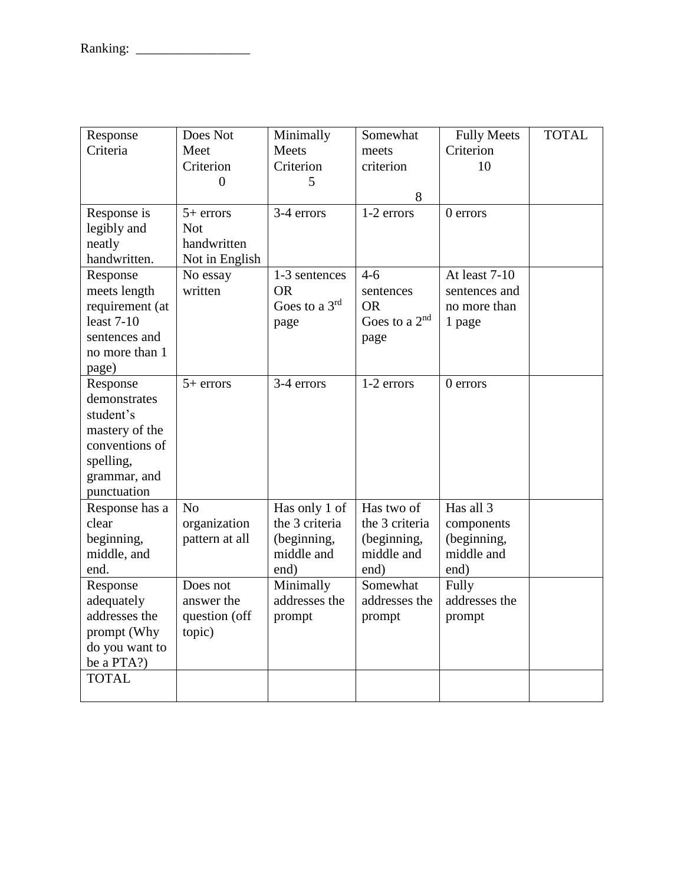Ranking: _________________

| Response Criteria | Does Not Meet Criterion 0 | Minimally Meets Criterion 5 | Somewhat meets criterion 8 | Fully Meets Criterion 10 | TOTAL |
|---|---|---|---|---|---|
| Response is legibly and neatly handwritten. | 5+ errors Not handwritten Not in English | 3-4 errors | 1-2 errors | 0 errors | |
| Response meets length requirement (at least 7-10 sentences and no more than 1 page) | No essay written | 1-3 sentences OR Goes to a 3rd page | 4-6 sentences OR Goes to a 2nd page | At least 7-10 sentences and no more than 1 page | |
| Response demonstrates student's mastery of the conventions of spelling, grammar, and punctuation | 5+ errors | 3-4 errors | 1-2 errors | 0 errors | |
| Response has a clear beginning, middle, and end. | No organization pattern at all | Has only 1 of the 3 criteria (beginning, middle and end) | Has two of the 3 criteria (beginning, middle and end) | Has all 3 components (beginning, middle and end) | |
| Response adequately addresses the prompt (Why do you want to be a PTA?) | Does not answer the question (off topic) | Minimally addresses the prompt | Somewhat addresses the prompt | Fully addresses the prompt | |
| TOTAL | | | | | |